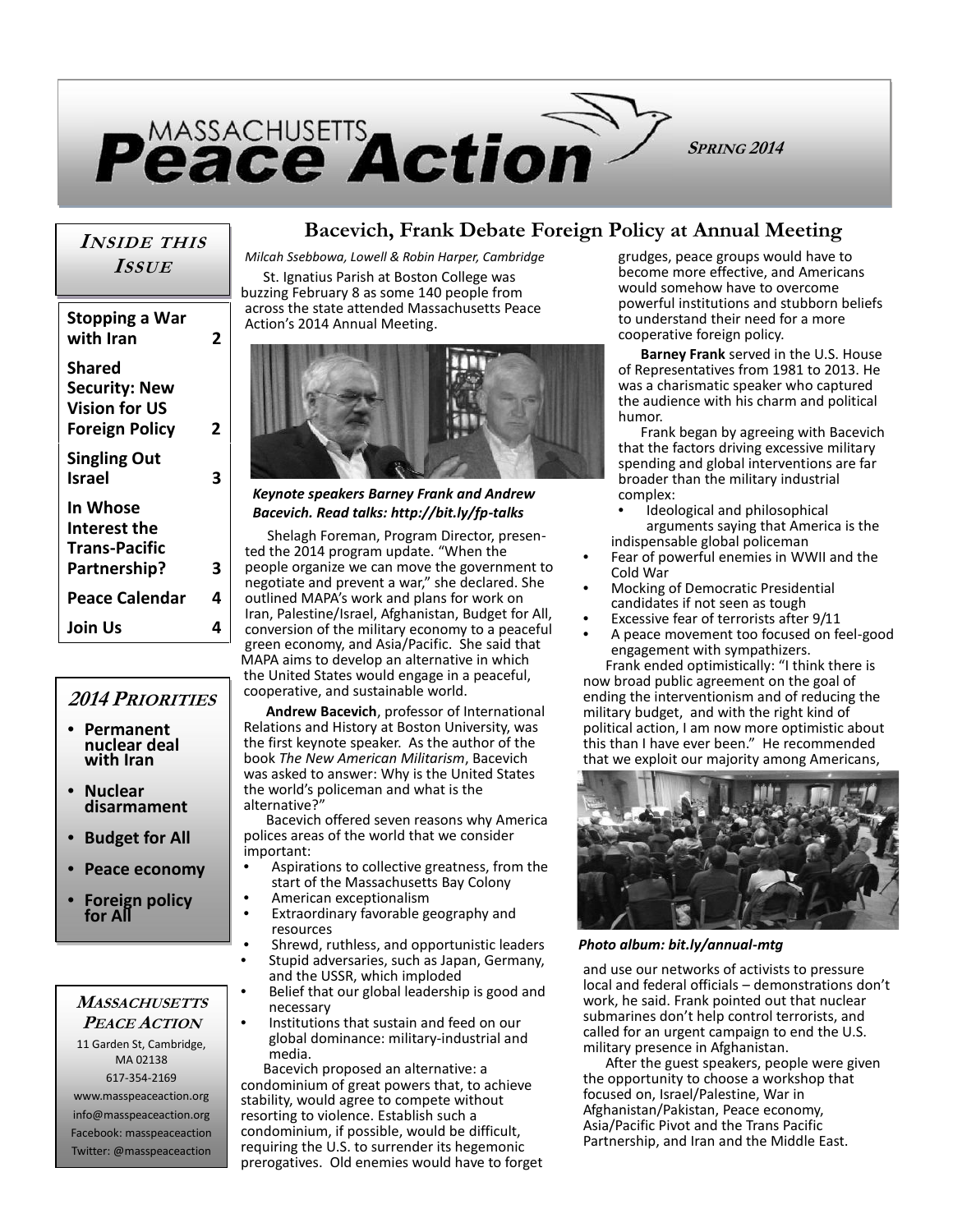# MASSACHUSETTS Peace Action

**SPRING 2014**

## INSIDE THIS ISSUE

| | |
|---|---|
| Stopping a War with Iran | 2 |
| Shared Security: New Vision for US Foreign Policy | 2 |
| Singling Out Israel | 3 |
| In Whose Interest the Trans-Pacific Partnership? | 3 |
| Peace Calendar | 4 |
| Join Us | 4 |

## 2014 PRIORITIES

- **Permanent nuclear deal with Iran**
- **Nuclear disarmament**
- **Budget for All**
- **Peace economy**
- **Foreign policy for All**

**MASSACHUSETTS PEACE ACTION**

11 Garden St, Cambridge, MA 02138
617-354-2169
www.masspeaceaction.org
info@masspeaceaction.org
Facebook: masspeaceaction
Twitter: @masspeaceaction

## Bacevich, Frank Debate Foreign Policy at Annual Meeting

*Milcah Ssebbowa, Lowell & Robin Harper, Cambridge*

St. Ignatius Parish at Boston College was buzzing February 8 as some 140 people from across the state attended Massachusetts Peace Action's 2014 Annual Meeting.

***Keynote speakers Barney Frank and Andrew Bacevich. Read talks: http://bit.ly/fp-talks***

Shelagh Foreman, Program Director, presented the 2014 program update. "When the people organize we can move the government to negotiate and prevent a war," she declared. She outlined MAPA's work and plans for work on Iran, Palestine/Israel, Afghanistan, Budget for All, conversion of the military economy to a peaceful green economy, and Asia/Pacific. She said that MAPA aims to develop an alternative in which the United States would engage in a peaceful, cooperative, and sustainable world.

**Andrew Bacevich**, professor of International Relations and History at Boston University, was the first keynote speaker. As the author of the book *The New American Militarism*, Bacevich was asked to answer: Why is the United States the world's policeman and what is the alternative?"

Bacevich offered seven reasons why America polices areas of the world that we consider important:

- Aspirations to collective greatness, from the start of the Massachusetts Bay Colony
- American exceptionalism
- Extraordinary favorable geography and resources
- Shrewd, ruthless, and opportunistic leaders
- Stupid adversaries, such as Japan, Germany, and the USSR, which imploded
- Belief that our global leadership is good and necessary
- Institutions that sustain and feed on our global dominance: military-industrial and media.

Bacevich proposed an alternative: a condominium of great powers that, to achieve stability, would agree to compete without resorting to violence. Establish such a condominium, if possible, would be difficult, requiring the U.S. to surrender its hegemonic prerogatives. Old enemies would have to forget grudges, peace groups would have to become more effective, and Americans would somehow have to overcome powerful institutions and stubborn beliefs to understand their need for a more cooperative foreign policy.

**Barney Frank** served in the U.S. House of Representatives from 1981 to 2013. He was a charismatic speaker who captured the audience with his charm and political humor.

Frank began by agreeing with Bacevich that the factors driving excessive military spending and global interventions are far broader than the military industrial complex:

- Ideological and philosophical arguments saying that America is the indispensable global policeman
- Fear of powerful enemies in WWII and the Cold War
- Mocking of Democratic Presidential candidates if not seen as tough
- Excessive fear of terrorists after 9/11
- A peace movement too focused on feel-good engagement with sympathizers.

Frank ended optimistically: "I think there is now broad public agreement on the goal of ending the interventionism and of reducing the military budget, and with the right kind of political action, I am now more optimistic about this than I have ever been." He recommended that we exploit our majority among Americans, and use our networks of activists to pressure local and federal officials – demonstrations don't work, he said. Frank pointed out that nuclear submarines don't help control terrorists, and called for an urgent campaign to end the U.S. military presence in Afghanistan.

***Photo album: bit.ly/annual-mtg***

After the guest speakers, people were given the opportunity to choose a workshop that focused on, Israel/Palestine, War in Afghanistan/Pakistan, Peace economy, Asia/Pacific Pivot and the Trans Pacific Partnership, and Iran and the Middle East.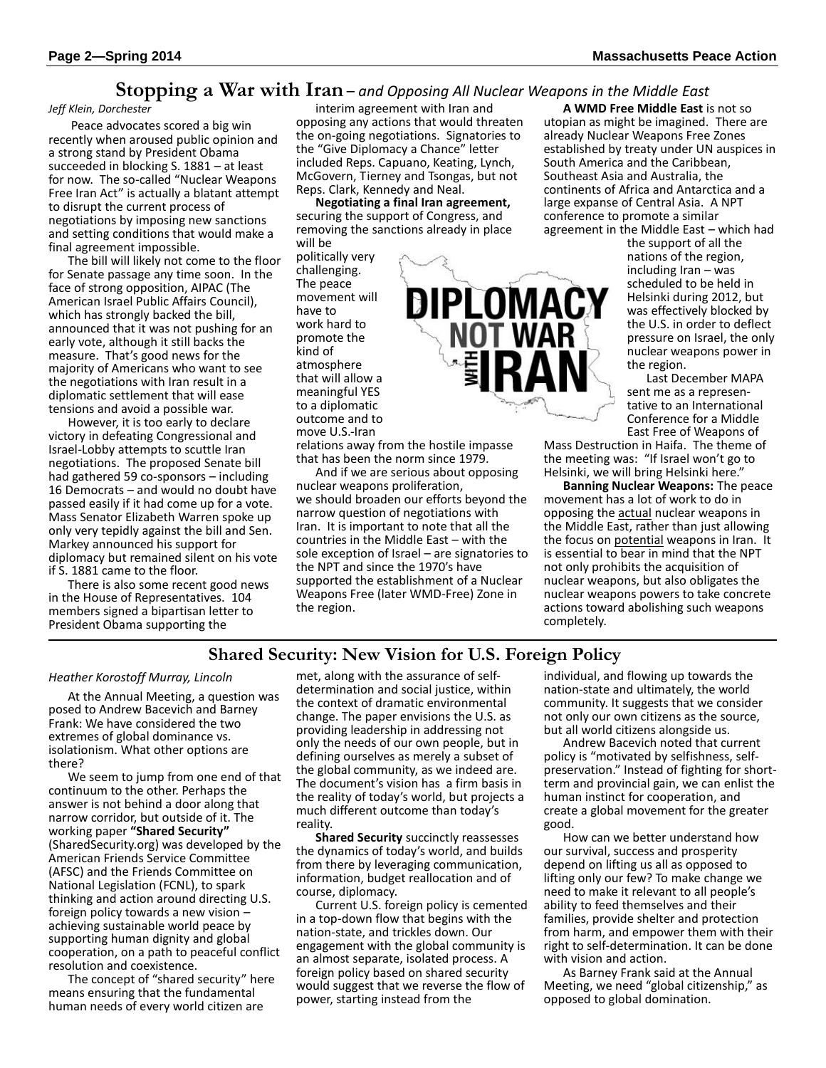## Stopping a War with Iran – *and Opposing All Nuclear Weapons in the Middle East*

*Jeff Klein, Dorchester*

Peace advocates scored a big win recently when aroused public opinion and a strong stand by President Obama succeeded in blocking S. 1881 – at least for now. The so-called "Nuclear Weapons Free Iran Act" is actually a blatant attempt to disrupt the current process of negotiations by imposing new sanctions and setting conditions that would make a final agreement impossible.

The bill will likely not come to the floor for Senate passage any time soon. In the face of strong opposition, AIPAC (The American Israel Public Affairs Council), which has strongly backed the bill, announced that it was not pushing for an early vote, although it still backs the measure. That's good news for the majority of Americans who want to see the negotiations with Iran result in a diplomatic settlement that will ease tensions and avoid a possible war.

However, it is too early to declare victory in defeating Congressional and Israel-Lobby attempts to scuttle Iran negotiations. The proposed Senate bill had gathered 59 co-sponsors – including 16 Democrats – and would no doubt have passed easily if it had come up for a vote. Mass Senator Elizabeth Warren spoke up only very tepidly against the bill and Sen. Markey announced his support for diplomacy but remained silent on his vote if S. 1881 came to the floor.

There is also some recent good news in the House of Representatives. 104 members signed a bipartisan letter to President Obama supporting the interim agreement with Iran and opposing any actions that would threaten the on-going negotiations. Signatories to the "Give Diplomacy a Chance" letter included Reps. Capuano, Keating, Lynch, McGovern, Tierney and Tsongas, but not Reps. Clark, Kennedy and Neal.

**Negotiating a final Iran agreement,** securing the support of Congress, and removing the sanctions already in place will be politically very challenging. The peace movement will have to work hard to promote the kind of atmosphere that will allow a meaningful YES to a diplomatic outcome and to move U.S.-Iran relations away from the hostile impasse that has been the norm since 1979.

DIPLOMACY NOT WAR WITH IRAN

And if we are serious about opposing nuclear weapons proliferation, we should broaden our efforts beyond the narrow question of negotiations with Iran. It is important to note that all the countries in the Middle East – with the sole exception of Israel – are signatories to the NPT and since the 1970's have supported the establishment of a Nuclear Weapons Free (later WMD-Free) Zone in the region.

**A WMD Free Middle East** is not so utopian as might be imagined. There are already Nuclear Weapons Free Zones established by treaty under UN auspices in South America and the Caribbean, Southeast Asia and Australia, the continents of Africa and Antarctica and a large expanse of Central Asia. A NPT conference to promote a similar agreement in the Middle East – which had the support of all the nations of the region, including Iran – was scheduled to be held in Helsinki during 2012, but was effectively blocked by the U.S. in order to deflect pressure on Israel, the only nuclear weapons power in the region.

Last December MAPA sent me as a representative to an International Conference for a Middle East Free of Weapons of Mass Destruction in Haifa. The theme of the meeting was: "If Israel won't go to Helsinki, we will bring Helsinki here."

**Banning Nuclear Weapons:** The peace movement has a lot of work to do in opposing the actual nuclear weapons in the Middle East, rather than just allowing the focus on potential weapons in Iran. It is essential to bear in mind that the NPT not only prohibits the acquisition of nuclear weapons, but also obligates the nuclear weapons powers to take concrete actions toward abolishing such weapons completely.

## Shared Security: New Vision for U.S. Foreign Policy

*Heather Korostoff Murray, Lincoln*

At the Annual Meeting, a question was posed to Andrew Bacevich and Barney Frank: We have considered the two extremes of global dominance vs. isolationism. What other options are there?

We seem to jump from one end of that continuum to the other. Perhaps the answer is not behind a door along that narrow corridor, but outside of it. The working paper **"Shared Security"** (SharedSecurity.org) was developed by the American Friends Service Committee (AFSC) and the Friends Committee on National Legislation (FCNL), to spark thinking and action around directing U.S. foreign policy towards a new vision – achieving sustainable world peace by supporting human dignity and global cooperation, on a path to peaceful conflict resolution and coexistence.

The concept of "shared security" here means ensuring that the fundamental human needs of every world citizen are met, along with the assurance of self-determination and social justice, within the context of dramatic environmental change. The paper envisions the U.S. as providing leadership in addressing not only the needs of our own people, but in defining ourselves as merely a subset of the global community, as we indeed are. The document's vision has a firm basis in the reality of today's world, but projects a much different outcome than today's reality.

**Shared Security** succinctly reassesses the dynamics of today's world, and builds from there by leveraging communication, information, budget reallocation and of course, diplomacy.

Current U.S. foreign policy is cemented in a top-down flow that begins with the nation-state, and trickles down. Our engagement with the global community is an almost separate, isolated process. A foreign policy based on shared security would suggest that we reverse the flow of power, starting instead from the individual, and flowing up towards the nation-state and ultimately, the world community. It suggests that we consider not only our own citizens as the source, but all world citizens alongside us.

Andrew Bacevich noted that current policy is "motivated by selfishness, self-preservation." Instead of fighting for short-term and provincial gain, we can enlist the human instinct for cooperation, and create a global movement for the greater good.

How can we better understand how our survival, success and prosperity depend on lifting us all as opposed to lifting only our few? To make change we need to make it relevant to all people's ability to feed themselves and their families, provide shelter and protection from harm, and empower them with their right to self-determination. It can be done with vision and action.

As Barney Frank said at the Annual Meeting, we need "global citizenship," as opposed to global domination.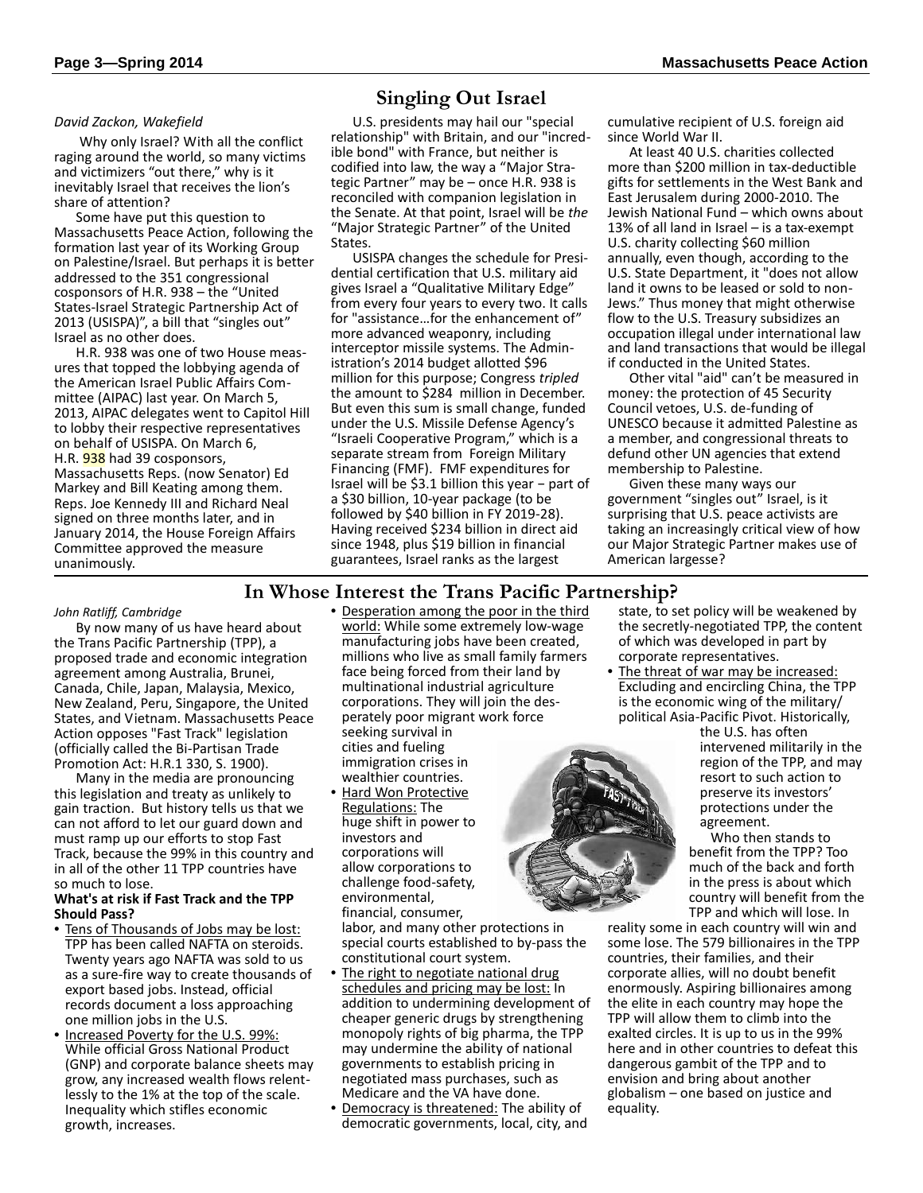## Singling Out Israel

*David Zackon, Wakefield*

Why only Israel? With all the conflict raging around the world, so many victims and victimizers "out there," why is it inevitably Israel that receives the lion's share of attention?

Some have put this question to Massachusetts Peace Action, following the formation last year of its Working Group on Palestine/Israel. But perhaps it is better addressed to the 351 congressional cosponsors of H.R. 938 – the "United States-Israel Strategic Partnership Act of 2013 (USISPA)", a bill that "singles out" Israel as no other does.

H.R. 938 was one of two House measures that topped the lobbying agenda of the American Israel Public Affairs Committee (AIPAC) last year. On March 5, 2013, AIPAC delegates went to Capitol Hill to lobby their respective representatives on behalf of USISPA. On March 6, H.R. 938 had 39 cosponsors, Massachusetts Reps. (now Senator) Ed Markey and Bill Keating among them. Reps. Joe Kennedy III and Richard Neal signed on three months later, and in January 2014, the House Foreign Affairs Committee approved the measure unanimously.

U.S. presidents may hail our "special relationship" with Britain, and our "incredible bond" with France, but neither is codified into law, the way a "Major Strategic Partner" may be – once H.R. 938 is reconciled with companion legislation in the Senate. At that point, Israel will be *the* "Major Strategic Partner" of the United States.

USISPA changes the schedule for Presidential certification that U.S. military aid gives Israel a "Qualitative Military Edge" from every four years to every two. It calls for "assistance…for the enhancement of" more advanced weaponry, including interceptor missile systems. The Administration's 2014 budget allotted $96 million for this purpose; Congress *tripled* the amount to $284 million in December. But even this sum is small change, funded under the U.S. Missile Defense Agency's "Israeli Cooperative Program," which is a separate stream from Foreign Military Financing (FMF). FMF expenditures for Israel will be $3.1 billion this year – part of a $30 billion, 10-year package (to be followed by $40 billion in FY 2019-28). Having received $234 billion in direct aid since 1948, plus $19 billion in financial guarantees, Israel ranks as the largest cumulative recipient of U.S. foreign aid since World War II.

At least 40 U.S. charities collected more than $200 million in tax-deductible gifts for settlements in the West Bank and East Jerusalem during 2000-2010. The Jewish National Fund – which owns about 13% of all land in Israel – is a tax-exempt U.S. charity collecting $60 million annually, even though, according to the U.S. State Department, it "does not allow land it owns to be leased or sold to non-Jews." Thus money that might otherwise flow to the U.S. Treasury subsidizes an occupation illegal under international law and land transactions that would be illegal if conducted in the United States.

Other vital "aid" can't be measured in money: the protection of 45 Security Council vetoes, U.S. de-funding of UNESCO because it admitted Palestine as a member, and congressional threats to defund other UN agencies that extend membership to Palestine.

Given these many ways our government "singles out" Israel, is it surprising that U.S. peace activists are taking an increasingly critical view of how our Major Strategic Partner makes use of American largesse?

## In Whose Interest the Trans Pacific Partnership?

*John Ratliff, Cambridge*

By now many of us have heard about the Trans Pacific Partnership (TPP), a proposed trade and economic integration agreement among Australia, Brunei, Canada, Chile, Japan, Malaysia, Mexico, New Zealand, Peru, Singapore, the United States, and Vietnam. Massachusetts Peace Action opposes "Fast Track" legislation (officially called the Bi-Partisan Trade Promotion Act: H.R.1 330, S. 1900).

Many in the media are pronouncing this legislation and treaty as unlikely to gain traction. But history tells us that we can not afford to let our guard down and must ramp up our efforts to stop Fast Track, because the 99% in this country and in all of the other 11 TPP countries have so much to lose.

**What's at risk if Fast Track and the TPP Should Pass?**

- Tens of Thousands of Jobs may be lost: TPP has been called NAFTA on steroids. Twenty years ago NAFTA was sold to us as a sure-fire way to create thousands of export based jobs. Instead, official records document a loss approaching one million jobs in the U.S.
- Increased Poverty for the U.S. 99%: While official Gross National Product (GNP) and corporate balance sheets may grow, any increased wealth flows relentlessly to the 1% at the top of the scale. Inequality which stifles economic growth, increases.
- Desperation among the poor in the third world: While some extremely low-wage manufacturing jobs have been created, millions who live as small family farmers face being forced from their land by multinational industrial agriculture corporations. They will join the desperately poor migrant work force seeking survival in cities and fueling immigration crises in wealthier countries.
- Hard Won Protective Regulations: The huge shift in power to investors and corporations will allow corporations to challenge food-safety, environmental, financial, consumer, labor, and many other protections in special courts established to by-pass the constitutional court system.
- The right to negotiate national drug schedules and pricing may be lost: In addition to undermining development of cheaper generic drugs by strengthening monopoly rights of big pharma, the TPP may undermine the ability of national governments to establish pricing in negotiated mass purchases, such as Medicare and the VA have done.
- Democracy is threatened: The ability of democratic governments, local, city, and state, to set policy will be weakened by the secretly-negotiated TPP, the content of which was developed in part by corporate representatives.
- The threat of war may be increased: Excluding and encircling China, the TPP is the economic wing of the military/political Asia-Pacific Pivot. Historically, the U.S. has often intervened militarily in the region of the TPP, and may resort to such action to preserve its investors' protections under the agreement.

Who then stands to benefit from the TPP? Too much of the back and forth in the press is about which country will benefit from the TPP and which will lose. In reality some in each country will win and some lose. The 579 billionaires in the TPP countries, their families, and their corporate allies, will no doubt benefit enormously. Aspiring billionaires among the elite in each country may hope the TPP will allow them to climb into the exalted circles. It is up to us in the 99% here and in other countries to defeat this dangerous gambit of the TPP and to envision and bring about another globalism – one based on justice and equality.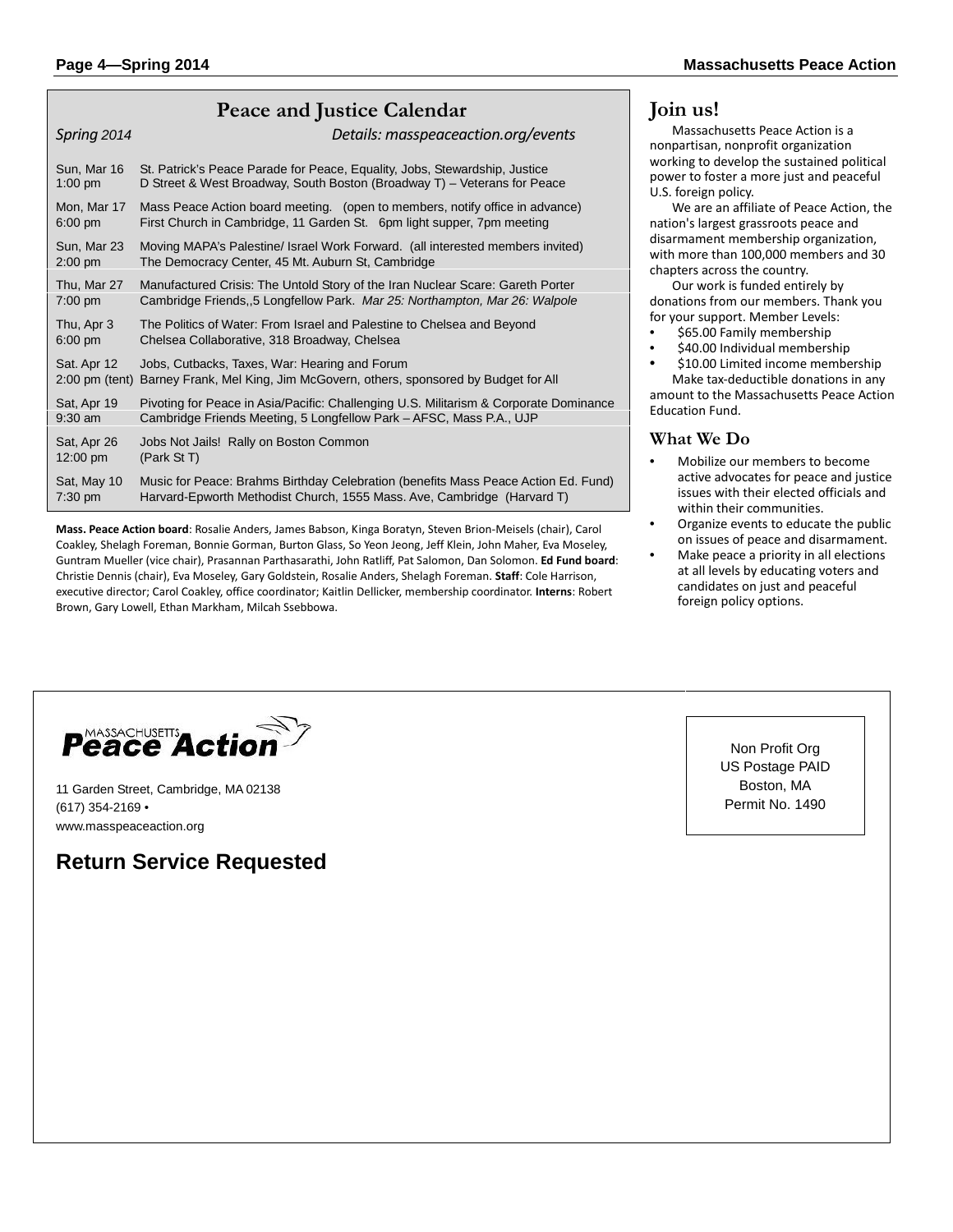## Peace and Justice Calendar

*Spring 2014* *Details: masspeaceaction.org/events*

| | |
|---|---|
| Sun, Mar 16<br>1:00 pm | St. Patrick's Peace Parade for Peace, Equality, Jobs, Stewardship, Justice<br>D Street & West Broadway, South Boston (Broadway T) – Veterans for Peace |
| Mon, Mar 17<br>6:00 pm | Mass Peace Action board meeting. (open to members, notify office in advance)<br>First Church in Cambridge, 11 Garden St. 6pm light supper, 7pm meeting |
| Sun, Mar 23<br>2:00 pm | Moving MAPA's Palestine/ Israel Work Forward. (all interested members invited)<br>The Democracy Center, 45 Mt. Auburn St, Cambridge |
| Thu, Mar 27<br>7:00 pm | Manufactured Crisis: The Untold Story of the Iran Nuclear Scare: Gareth Porter<br>Cambridge Friends,,5 Longfellow Park. *Mar 25: Northampton, Mar 26: Walpole* |
| Thu, Apr 3<br>6:00 pm | The Politics of Water: From Israel and Palestine to Chelsea and Beyond<br>Chelsea Collaborative, 318 Broadway, Chelsea |
| Sat. Apr 12<br>2:00 pm (tent) | Jobs, Cutbacks, Taxes, War: Hearing and Forum<br>Barney Frank, Mel King, Jim McGovern, others, sponsored by Budget for All |
| Sat, Apr 19<br>9:30 am | Pivoting for Peace in Asia/Pacific: Challenging U.S. Militarism & Corporate Dominance<br>Cambridge Friends Meeting, 5 Longfellow Park – AFSC, Mass P.A., UJP |
| Sat, Apr 26<br>12:00 pm | Jobs Not Jails! Rally on Boston Common<br>(Park St T) |
| Sat, May 10<br>7:30 pm | Music for Peace: Brahms Birthday Celebration (benefits Mass Peace Action Ed. Fund)<br>Harvard-Epworth Methodist Church, 1555 Mass. Ave, Cambridge (Harvard T) |

**Mass. Peace Action board**: Rosalie Anders, James Babson, Kinga Boratyn, Steven Brion-Meisels (chair), Carol Coakley, Shelagh Foreman, Bonnie Gorman, Burton Glass, So Yeon Jeong, Jeff Klein, John Maher, Eva Moseley, Guntram Mueller (vice chair), Prasannan Parthasarathi, John Ratliff, Pat Salomon, Dan Solomon. **Ed Fund board**: Christie Dennis (chair), Eva Moseley, Gary Goldstein, Rosalie Anders, Shelagh Foreman. **Staff**: Cole Harrison, executive director; Carol Coakley, office coordinator; Kaitlin Dellicker, membership coordinator. **Interns**: Robert Brown, Gary Lowell, Ethan Markham, Milcah Ssebbowa.

## Join us!

Massachusetts Peace Action is a nonpartisan, nonprofit organization working to develop the sustained political power to foster a more just and peaceful U.S. foreign policy.

We are an affiliate of Peace Action, the nation's largest grassroots peace and disarmament membership organization, with more than 100,000 members and 30 chapters across the country.

Our work is funded entirely by donations from our members. Thank you for your support. Member Levels:

- $65.00 Family membership
- $40.00 Individual membership
- $10.00 Limited income membership

Make tax-deductible donations in any amount to the Massachusetts Peace Action Education Fund.

### What We Do

- Mobilize our members to become active advocates for peace and justice issues with their elected officials and within their communities.
- Organize events to educate the public on issues of peace and disarmament.
- Make peace a priority in all elections at all levels by educating voters and candidates on just and peaceful foreign policy options.

MASSACHUSETTS Peace Action

11 Garden Street, Cambridge, MA 02138
(617) 354-2169 •
www.masspeaceaction.org

**Return Service Requested**

Non Profit Org
US Postage PAID
Boston, MA
Permit No. 1490